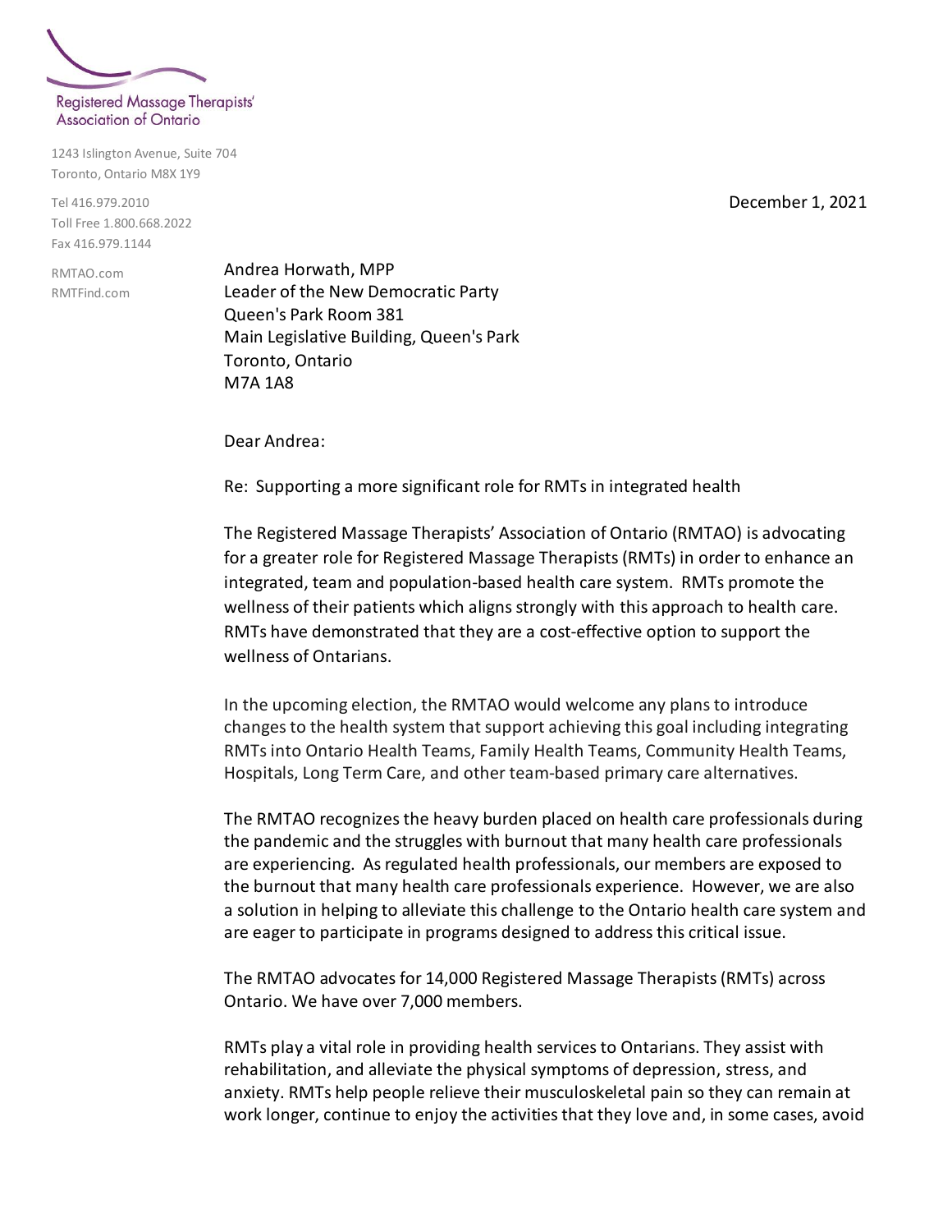Registered Massage Therapists' Association of Ontario

1243 Islington Avenue, Suite 704
Toronto, Ontario M8X 1Y9

Tel 416.979.2010
Toll Free 1.800.668.2022
Fax 416.979.1144

RMTAO.com
RMTFind.com

December 1, 2021

Andrea Horwath, MPP
Leader of the New Democratic Party
Queen's Park Room 381
Main Legislative Building, Queen's Park
Toronto, Ontario
M7A 1A8

Dear Andrea:

Re: Supporting a more significant role for RMTs in integrated health

The Registered Massage Therapists' Association of Ontario (RMTAO) is advocating for a greater role for Registered Massage Therapists (RMTs) in order to enhance an integrated, team and population-based health care system. RMTs promote the wellness of their patients which aligns strongly with this approach to health care. RMTs have demonstrated that they are a cost-effective option to support the wellness of Ontarians.

In the upcoming election, the RMTAO would welcome any plans to introduce changes to the health system that support achieving this goal including integrating RMTs into Ontario Health Teams, Family Health Teams, Community Health Teams, Hospitals, Long Term Care, and other team-based primary care alternatives.

The RMTAO recognizes the heavy burden placed on health care professionals during the pandemic and the struggles with burnout that many health care professionals are experiencing. As regulated health professionals, our members are exposed to the burnout that many health care professionals experience. However, we are also a solution in helping to alleviate this challenge to the Ontario health care system and are eager to participate in programs designed to address this critical issue.

The RMTAO advocates for 14,000 Registered Massage Therapists (RMTs) across Ontario. We have over 7,000 members.

RMTs play a vital role in providing health services to Ontarians. They assist with rehabilitation, and alleviate the physical symptoms of depression, stress, and anxiety. RMTs help people relieve their musculoskeletal pain so they can remain at work longer, continue to enjoy the activities that they love and, in some cases, avoid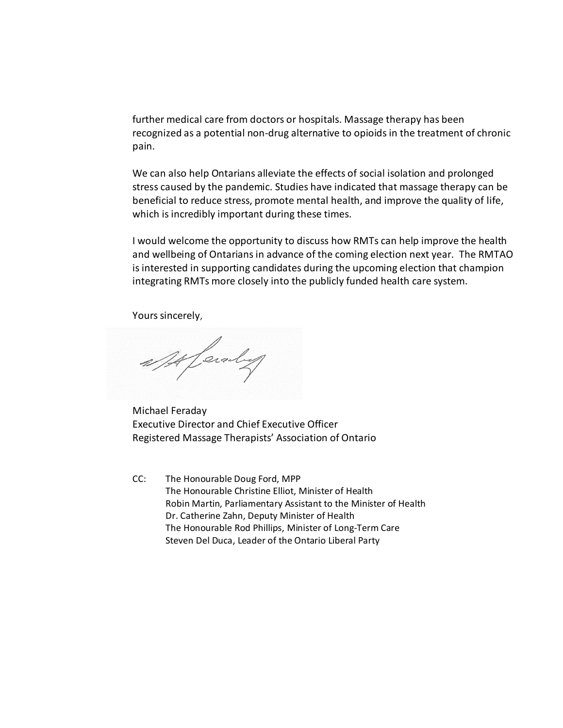further medical care from doctors or hospitals. Massage therapy has been recognized as a potential non-drug alternative to opioids in the treatment of chronic pain.

We can also help Ontarians alleviate the effects of social isolation and prolonged stress caused by the pandemic. Studies have indicated that massage therapy can be beneficial to reduce stress, promote mental health, and improve the quality of life, which is incredibly important during these times.

I would welcome the opportunity to discuss how RMTs can help improve the health and wellbeing of Ontarians in advance of the coming election next year. The RMTAO is interested in supporting candidates during the upcoming election that champion integrating RMTs more closely into the publicly funded health care system.

Yours sincerely,

Michael Feraday
Executive Director and Chief Executive Officer
Registered Massage Therapists' Association of Ontario

CC: The Honourable Doug Ford, MPP
The Honourable Christine Elliot, Minister of Health
Robin Martin, Parliamentary Assistant to the Minister of Health
Dr. Catherine Zahn, Deputy Minister of Health
The Honourable Rod Phillips, Minister of Long-Term Care
Steven Del Duca, Leader of the Ontario Liberal Party